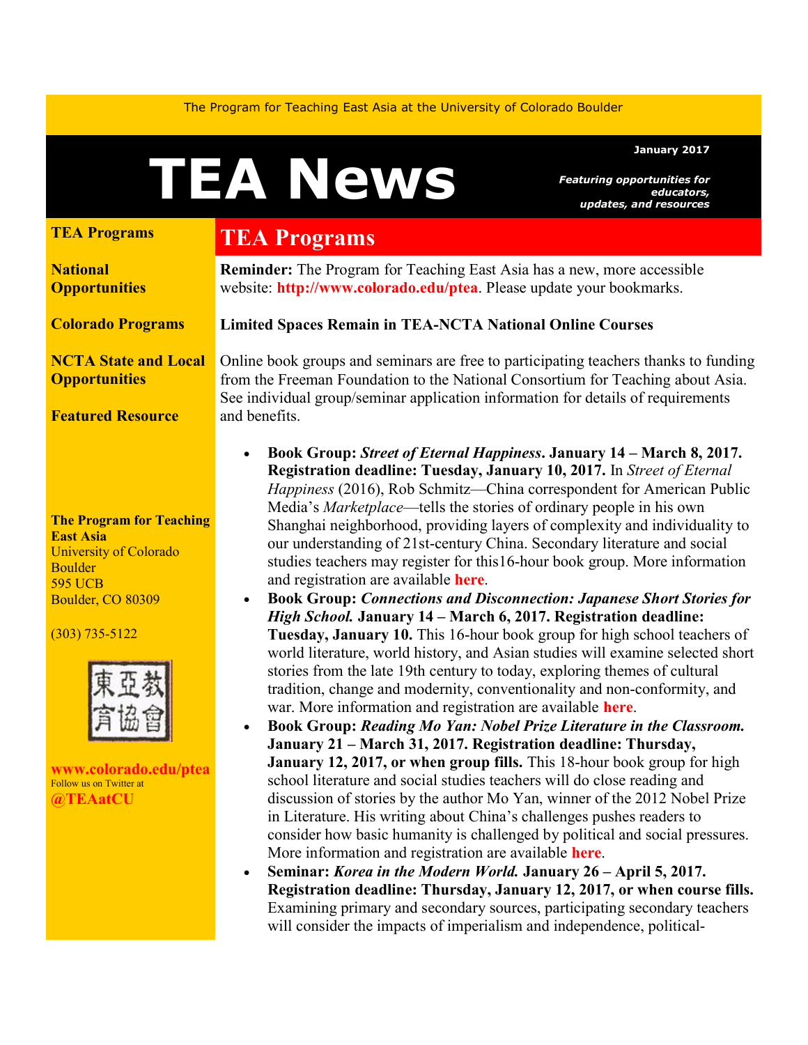The Program for Teaching East Asia at the University of Colorado Boulder

# TEA News

January 2017

***Featuring opportunities for educators, updates, and resources***

**TEA Programs**

**National Opportunities**

**Colorado Programs**

**NCTA State and Local Opportunities**

**Featured Resource**

**The Program for Teaching East Asia**
University of Colorado Boulder
595 UCB
Boulder, CO 80309

(303) 735-5122

東亞教育協會

**www.colorado.edu/ptea**
Follow us on Twitter at
**@TEAatCU**

## TEA Programs

**Reminder:** The Program for Teaching East Asia has a new, more accessible website: **http://www.colorado.edu/ptea**. Please update your bookmarks.

**Limited Spaces Remain in TEA-NCTA National Online Courses**

Online book groups and seminars are free to participating teachers thanks to funding from the Freeman Foundation to the National Consortium for Teaching about Asia. See individual group/seminar application information for details of requirements and benefits.

- **Book Group: *Street of Eternal Happiness*. January 14 – March 8, 2017. Registration deadline: Tuesday, January 10, 2017.** In *Street of Eternal Happiness* (2016), Rob Schmitz—China correspondent for American Public Media's *Marketplace*—tells the stories of ordinary people in his own Shanghai neighborhood, providing layers of complexity and individuality to our understanding of 21st-century China. Secondary literature and social studies teachers may register for this16-hour book group. More information and registration are available **here**.
- **Book Group: *Connections and Disconnection: Japanese Short Stories for High School.* January 14 – March 6, 2017. Registration deadline: Tuesday, January 10.** This 16-hour book group for high school teachers of world literature, world history, and Asian studies will examine selected short stories from the late 19th century to today, exploring themes of cultural tradition, change and modernity, conventionality and non-conformity, and war. More information and registration are available **here**.
- **Book Group: *Reading Mo Yan: Nobel Prize Literature in the Classroom.* January 21 – March 31, 2017. Registration deadline: Thursday, January 12, 2017, or when group fills.** This 18-hour book group for high school literature and social studies teachers will do close reading and discussion of stories by the author Mo Yan, winner of the 2012 Nobel Prize in Literature. His writing about China's challenges pushes readers to consider how basic humanity is challenged by political and social pressures. More information and registration are available **here**.
- **Seminar: *Korea in the Modern World.* January 26 – April 5, 2017. Registration deadline: Thursday, January 12, 2017, or when course fills.** Examining primary and secondary sources, participating secondary teachers will consider the impacts of imperialism and independence, political-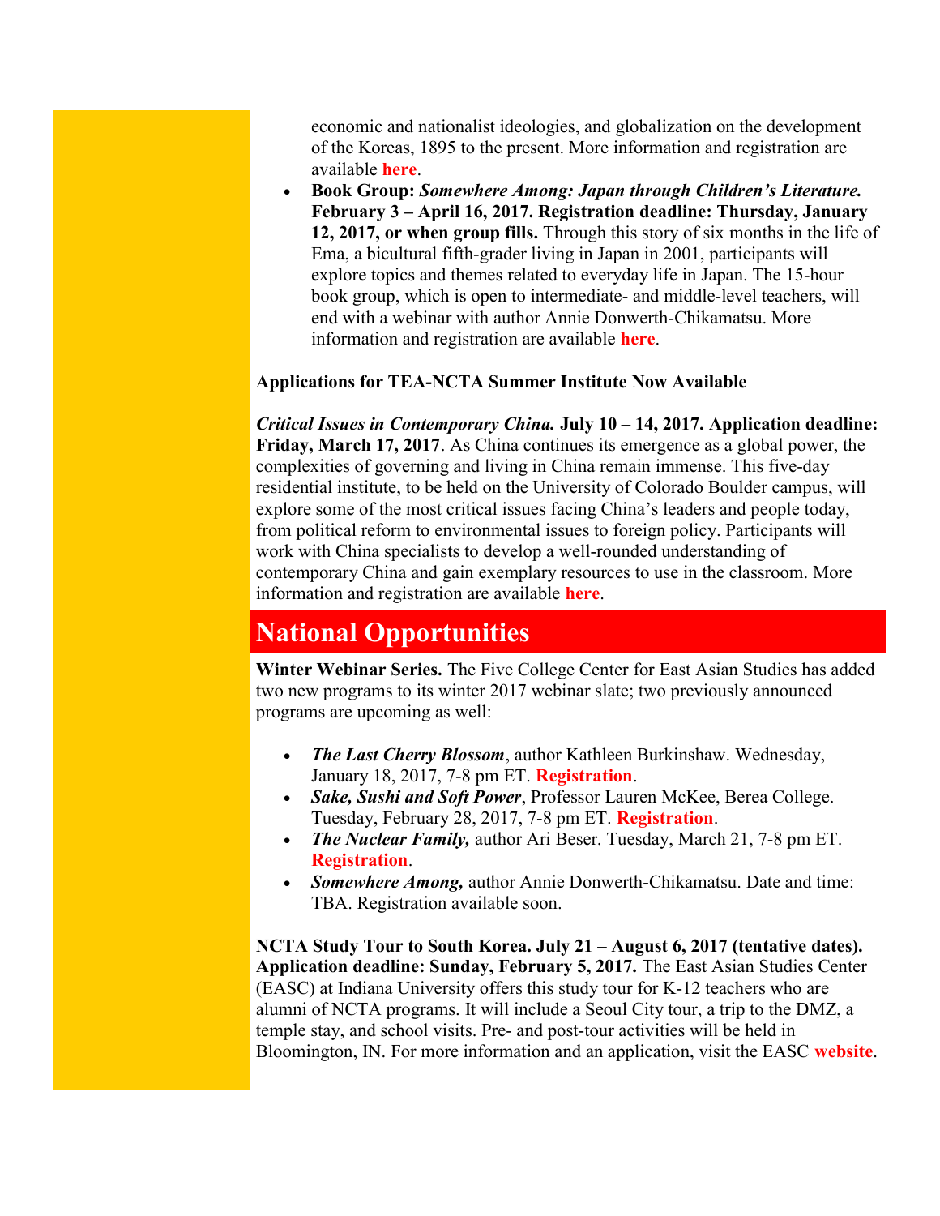economic and nationalist ideologies, and globalization on the development of the Koreas, 1895 to the present. More information and registration are available **here**.

- **Book Group:** ***Somewhere Among: Japan through Children's Literature.*** **February 3 – April 16, 2017. Registration deadline: Thursday, January 12, 2017, or when group fills.** Through this story of six months in the life of Ema, a bicultural fifth-grader living in Japan in 2001, participants will explore topics and themes related to everyday life in Japan. The 15-hour book group, which is open to intermediate- and middle-level teachers, will end with a webinar with author Annie Donwerth-Chikamatsu. More information and registration are available **here**.

**Applications for TEA-NCTA Summer Institute Now Available**

***Critical Issues in Contemporary China.*** **July 10 – 14, 2017. Application deadline: Friday, March 17, 2017**. As China continues its emergence as a global power, the complexities of governing and living in China remain immense. This five-day residential institute, to be held on the University of Colorado Boulder campus, will explore some of the most critical issues facing China's leaders and people today, from political reform to environmental issues to foreign policy. Participants will work with China specialists to develop a well-rounded understanding of contemporary China and gain exemplary resources to use in the classroom. More information and registration are available **here**.

# National Opportunities

**Winter Webinar Series.** The Five College Center for East Asian Studies has added two new programs to its winter 2017 webinar slate; two previously announced programs are upcoming as well:

- ***The Last Cherry Blossom***, author Kathleen Burkinshaw. Wednesday, January 18, 2017, 7-8 pm ET. **Registration**.
- ***Sake, Sushi and Soft Power***, Professor Lauren McKee, Berea College. Tuesday, February 28, 2017, 7-8 pm ET. **Registration**.
- ***The Nuclear Family,*** author Ari Beser. Tuesday, March 21, 7-8 pm ET. **Registration**.
- ***Somewhere Among,*** author Annie Donwerth-Chikamatsu. Date and time: TBA. Registration available soon.

**NCTA Study Tour to South Korea. July 21 – August 6, 2017 (tentative dates). Application deadline: Sunday, February 5, 2017.** The East Asian Studies Center (EASC) at Indiana University offers this study tour for K-12 teachers who are alumni of NCTA programs. It will include a Seoul City tour, a trip to the DMZ, a temple stay, and school visits. Pre- and post-tour activities will be held in Bloomington, IN. For more information and an application, visit the EASC **website**.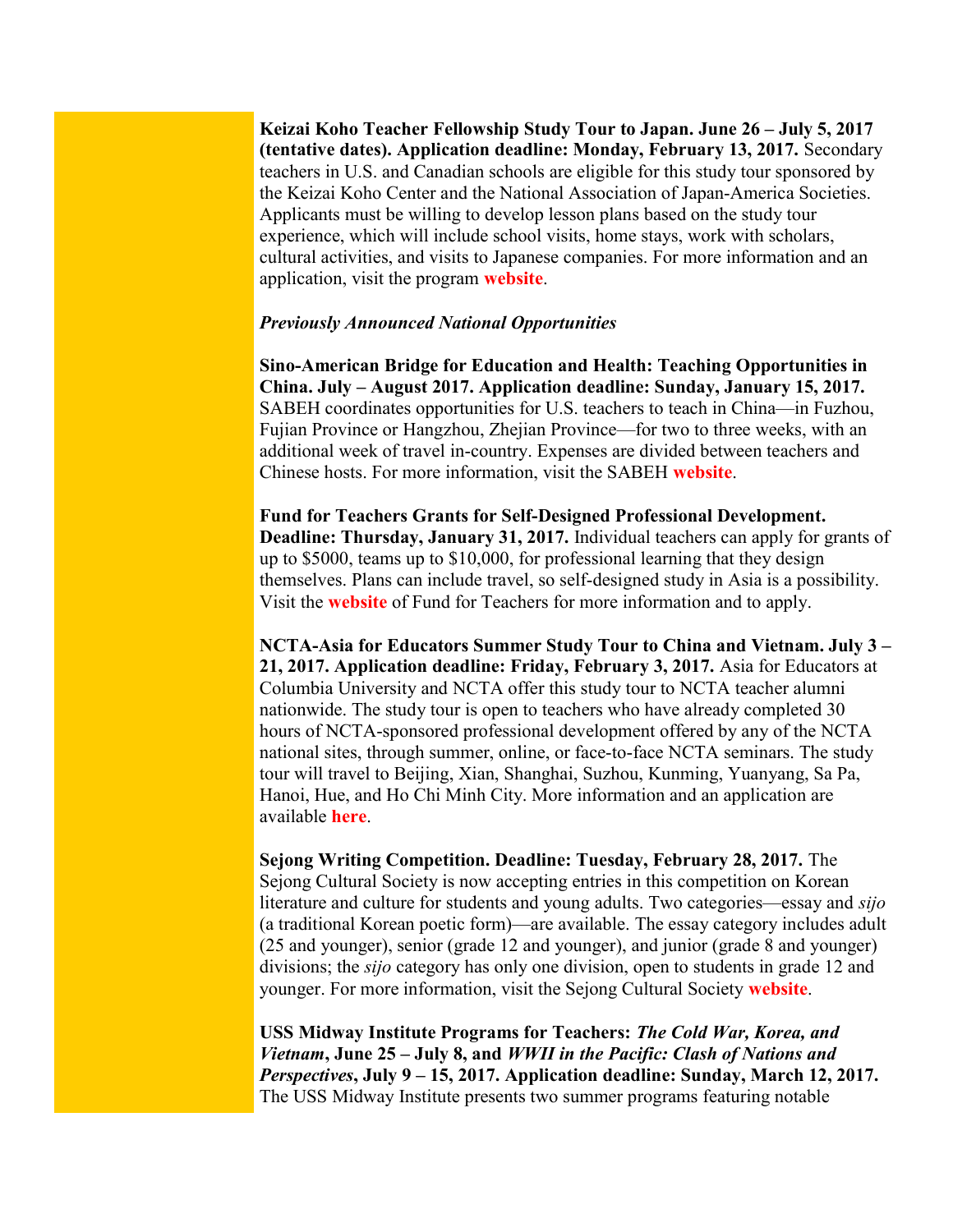**Keizai Koho Teacher Fellowship Study Tour to Japan. June 26 – July 5, 2017 (tentative dates). Application deadline: Monday, February 13, 2017.** Secondary teachers in U.S. and Canadian schools are eligible for this study tour sponsored by the Keizai Koho Center and the National Association of Japan-America Societies. Applicants must be willing to develop lesson plans based on the study tour experience, which will include school visits, home stays, work with scholars, cultural activities, and visits to Japanese companies. For more information and an application, visit the program **website**.

***Previously Announced National Opportunities***

**Sino-American Bridge for Education and Health: Teaching Opportunities in China. July – August 2017. Application deadline: Sunday, January 15, 2017.** SABEH coordinates opportunities for U.S. teachers to teach in China—in Fuzhou, Fujian Province or Hangzhou, Zhejian Province—for two to three weeks, with an additional week of travel in-country. Expenses are divided between teachers and Chinese hosts. For more information, visit the SABEH **website**.

**Fund for Teachers Grants for Self-Designed Professional Development. Deadline: Thursday, January 31, 2017.** Individual teachers can apply for grants of up to $5000, teams up to $10,000, for professional learning that they design themselves. Plans can include travel, so self-designed study in Asia is a possibility. Visit the **website** of Fund for Teachers for more information and to apply.

**NCTA-Asia for Educators Summer Study Tour to China and Vietnam. July 3 – 21, 2017. Application deadline: Friday, February 3, 2017.** Asia for Educators at Columbia University and NCTA offer this study tour to NCTA teacher alumni nationwide. The study tour is open to teachers who have already completed 30 hours of NCTA-sponsored professional development offered by any of the NCTA national sites, through summer, online, or face-to-face NCTA seminars. The study tour will travel to Beijing, Xian, Shanghai, Suzhou, Kunming, Yuanyang, Sa Pa, Hanoi, Hue, and Ho Chi Minh City. More information and an application are available **here**.

**Sejong Writing Competition. Deadline: Tuesday, February 28, 2017.** The Sejong Cultural Society is now accepting entries in this competition on Korean literature and culture for students and young adults. Two categories—essay and *sijo* (a traditional Korean poetic form)—are available. The essay category includes adult (25 and younger), senior (grade 12 and younger), and junior (grade 8 and younger) divisions; the *sijo* category has only one division, open to students in grade 12 and younger. For more information, visit the Sejong Cultural Society **website**.

**USS Midway Institute Programs for Teachers: *The Cold War, Korea, and Vietnam*, June 25 – July 8, and *WWII in the Pacific: Clash of Nations and Perspectives*, July 9 – 15, 2017. Application deadline: Sunday, March 12, 2017.** The USS Midway Institute presents two summer programs featuring notable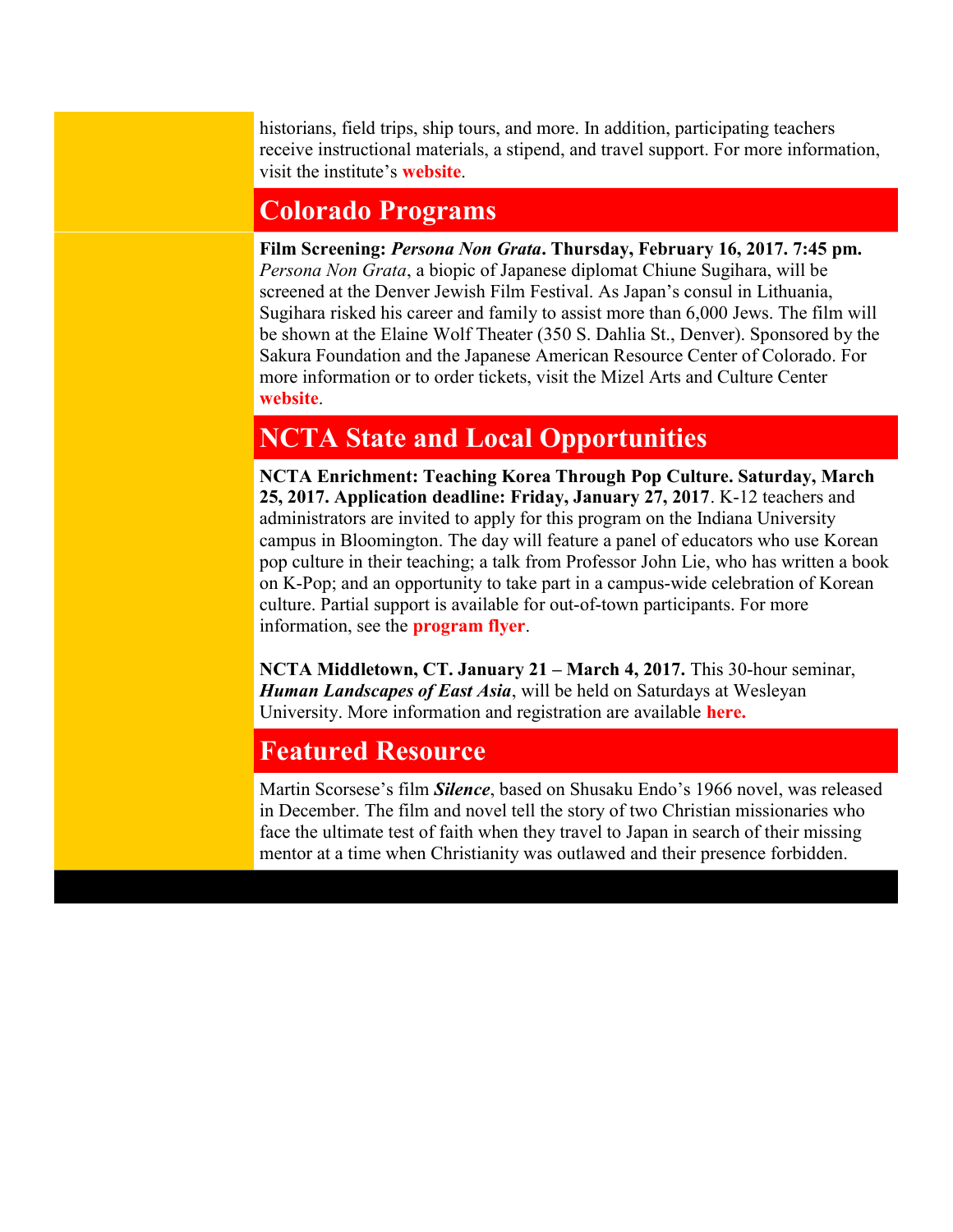historians, field trips, ship tours, and more. In addition, participating teachers receive instructional materials, a stipend, and travel support. For more information, visit the institute's **website**.

## Colorado Programs

**Film Screening: *Persona Non Grata*. Thursday, February 16, 2017. 7:45 pm.** *Persona Non Grata*, a biopic of Japanese diplomat Chiune Sugihara, will be screened at the Denver Jewish Film Festival. As Japan's consul in Lithuania, Sugihara risked his career and family to assist more than 6,000 Jews. The film will be shown at the Elaine Wolf Theater (350 S. Dahlia St., Denver). Sponsored by the Sakura Foundation and the Japanese American Resource Center of Colorado. For more information or to order tickets, visit the Mizel Arts and Culture Center **website**.

## NCTA State and Local Opportunities

**NCTA Enrichment: Teaching Korea Through Pop Culture. Saturday, March 25, 2017. Application deadline: Friday, January 27, 2017**. K-12 teachers and administrators are invited to apply for this program on the Indiana University campus in Bloomington. The day will feature a panel of educators who use Korean pop culture in their teaching; a talk from Professor John Lie, who has written a book on K-Pop; and an opportunity to take part in a campus-wide celebration of Korean culture. Partial support is available for out-of-town participants. For more information, see the **program flyer**.

**NCTA Middletown, CT. January 21 – March 4, 2017.** This 30-hour seminar, ***Human Landscapes of East Asia***, will be held on Saturdays at Wesleyan University. More information and registration are available **here.**

## Featured Resource

Martin Scorsese's film ***Silence***, based on Shusaku Endo's 1966 novel, was released in December. The film and novel tell the story of two Christian missionaries who face the ultimate test of faith when they travel to Japan in search of their missing mentor at a time when Christianity was outlawed and their presence forbidden.